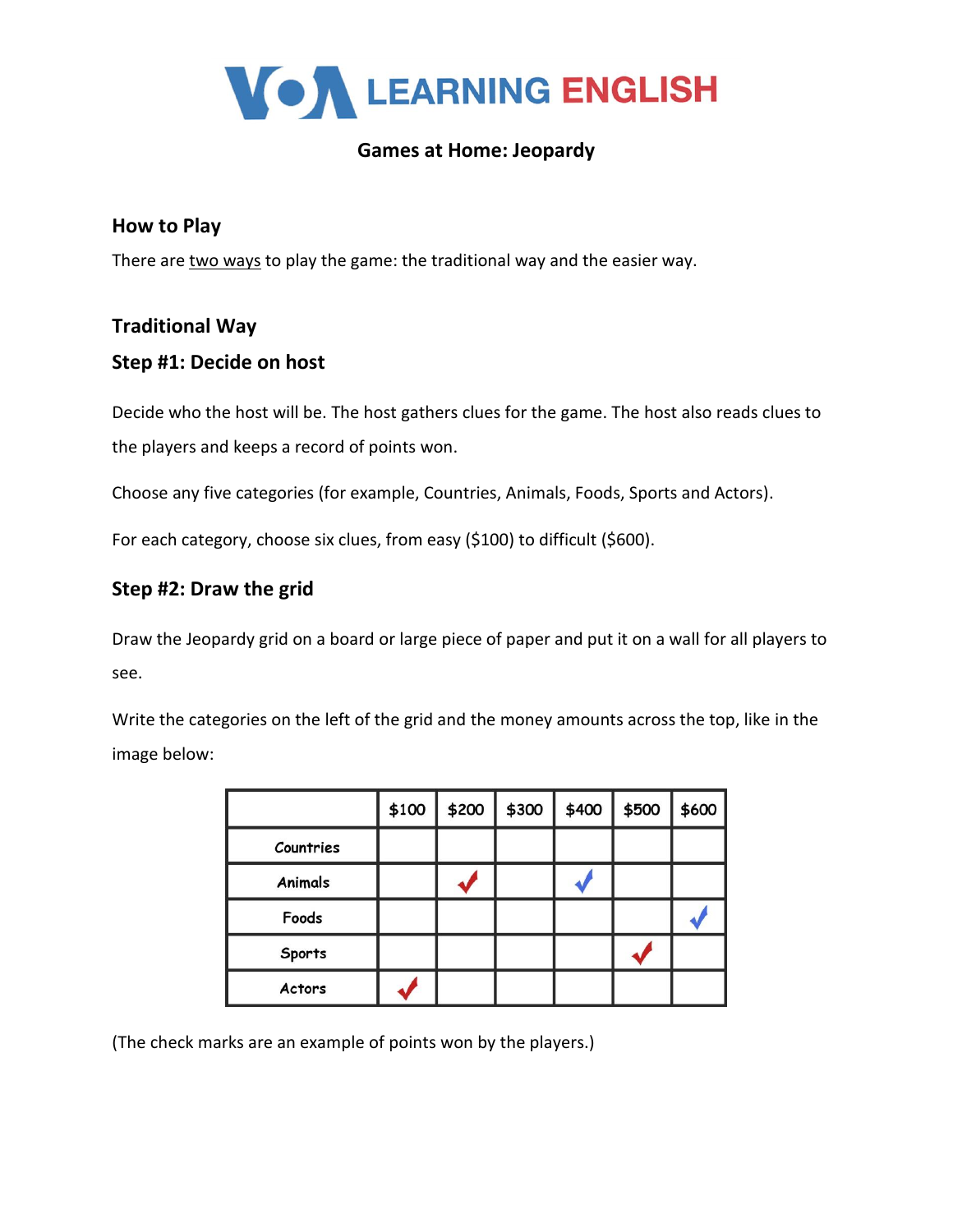# Games at Home: Jeopardy

## How to Play

There are two ways to play the game: the traditional way and the easier way.

## Traditional Way

### Step #1: Decide on host

Decide who the host will be. The host gathers clues for the game. The host also reads clues to the players and keeps a record of points won.

Choose any five categories (for example, Countries, Animals, Foods, Sports and Actors).

For each category, choose six clues, from easy ($100) to difficult ($600).

### Step #2: Draw the grid

Draw the Jeopardy grid on a board or large piece of paper and put it on a wall for all players to see.

Write the categories on the left of the grid and the money amounts across the top, like in the image below:

| | $100 | $200 | $300 | $400 | $500 | $600 |
|---|---|---|---|---|---|---|
| Countries | | | | | | |
| Animals | | ✓ | | ✓ | | |
| Foods | | | | | | ✓ |
| Sports | | | | | ✓ | |
| Actors | ✓ | | | | | |

(The check marks are an example of points won by the players.)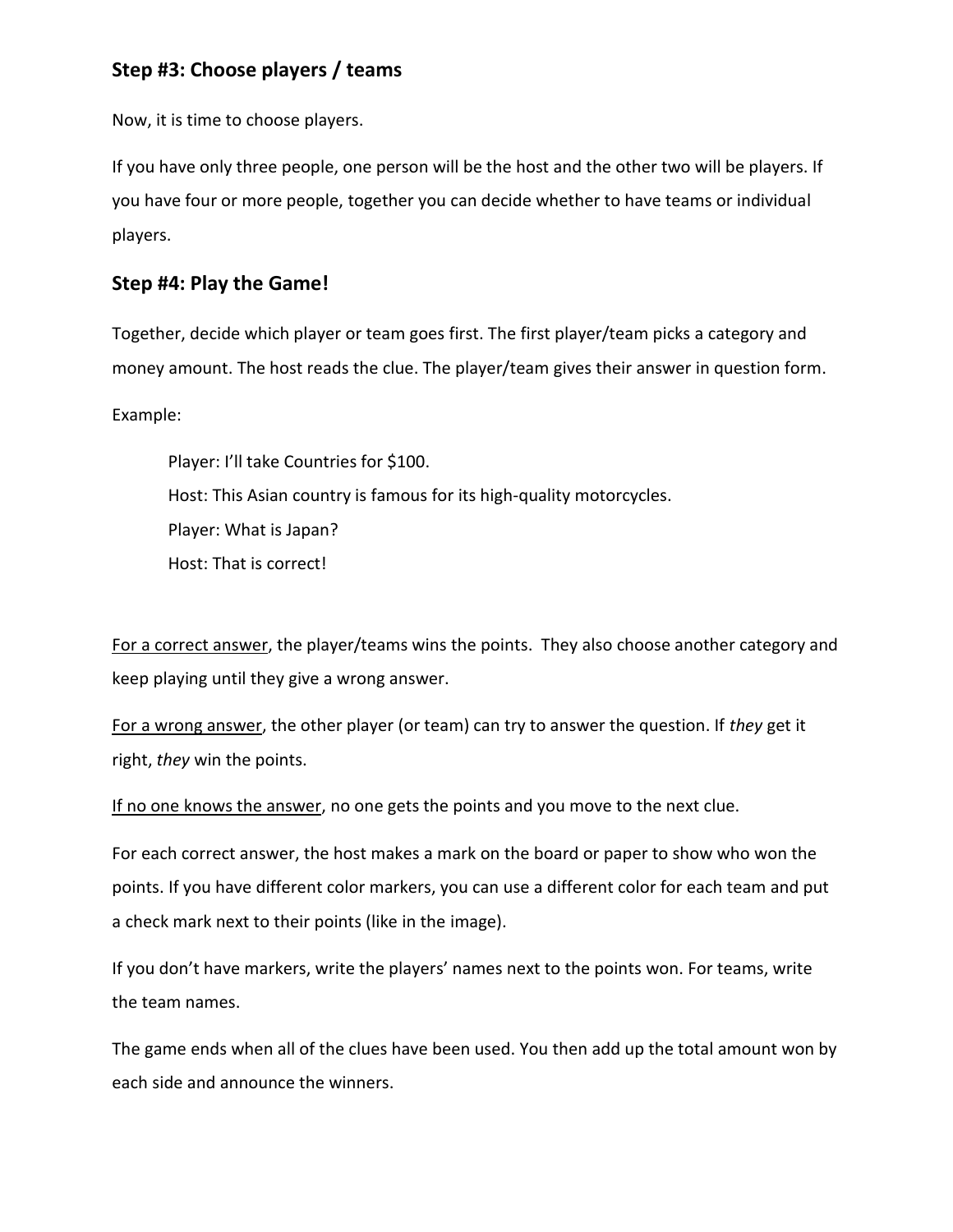## Step #3: Choose players / teams

Now, it is time to choose players.

If you have only three people, one person will be the host and the other two will be players. If you have four or more people, together you can decide whether to have teams or individual players.

## Step #4: Play the Game!

Together, decide which player or team goes first. The first player/team picks a category and money amount. The host reads the clue. The player/team gives their answer in question form.

Example:

> Player: I'll take Countries for $100.
> Host: This Asian country is famous for its high-quality motorcycles.
> Player: What is Japan?
> Host: That is correct!

<u>For a correct answer</u>, the player/teams wins the points. They also choose another category and keep playing until they give a wrong answer.

<u>For a wrong answer</u>, the other player (or team) can try to answer the question. If *they* get it right, *they* win the points.

<u>If no one knows the answer</u>, no one gets the points and you move to the next clue.

For each correct answer, the host makes a mark on the board or paper to show who won the points. If you have different color markers, you can use a different color for each team and put a check mark next to their points (like in the image).

If you don't have markers, write the players' names next to the points won. For teams, write the team names.

The game ends when all of the clues have been used. You then add up the total amount won by each side and announce the winners.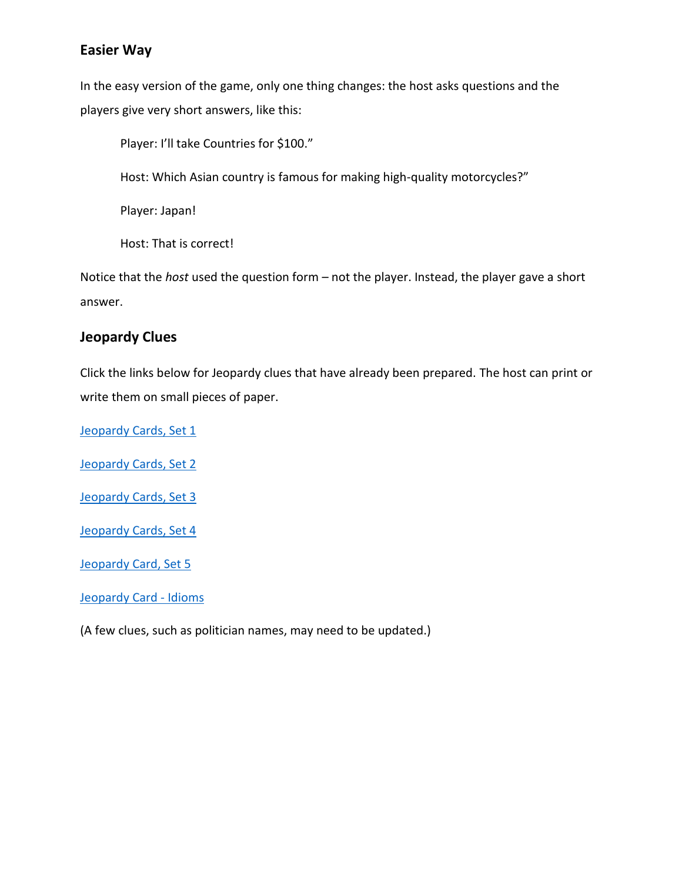## Easier Way

In the easy version of the game, only one thing changes: the host asks questions and the players give very short answers, like this:

> Player: I'll take Countries for $100."
>
> Host: Which Asian country is famous for making high-quality motorcycles?"
>
> Player: Japan!
>
> Host: That is correct!

Notice that the *host* used the question form – not the player. Instead, the player gave a short answer.

## Jeopardy Clues

Click the links below for Jeopardy clues that have already been prepared. The host can print or write them on small pieces of paper.

Jeopardy Cards, Set 1

Jeopardy Cards, Set 2

Jeopardy Cards, Set 3

Jeopardy Cards, Set 4

Jeopardy Card, Set 5

Jeopardy Card - Idioms

(A few clues, such as politician names, may need to be updated.)